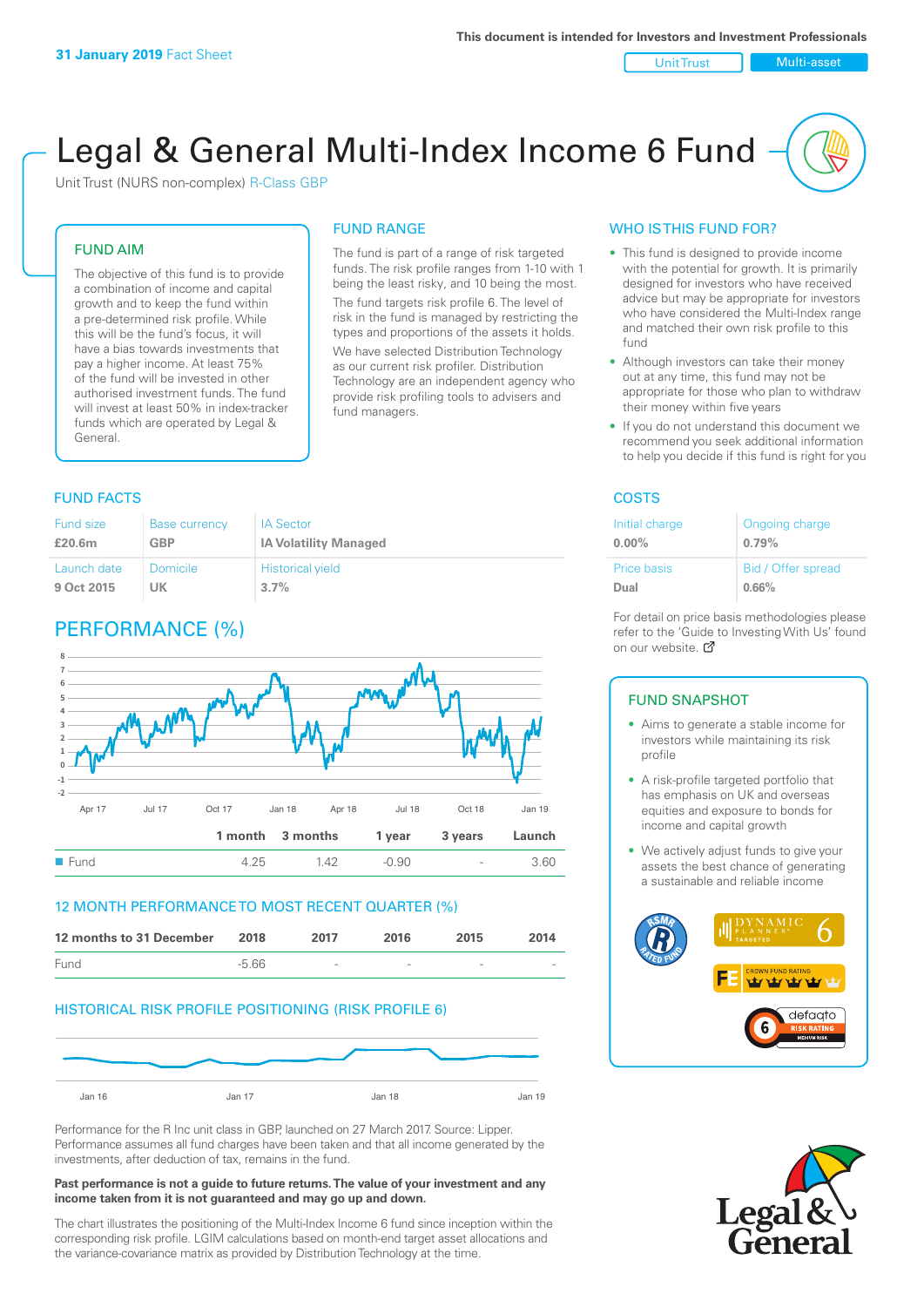**31 January 2019** Fact Sheet

This document is intended for Investors and Investment Professionals

Unit Trust | Multi-asset

# Legal & General Multi-Index Income 6 Fund

Unit Trust (NURS non-complex) R-Class GBP

## FUND AIM

The objective of this fund is to provide a combination of income and capital growth and to keep the fund within a pre-determined risk profile. While this will be the fund's focus, it will have a bias towards investments that pay a higher income. At least 75% of the fund will be invested in other authorised investment funds. The fund will invest at least 50% in index-tracker funds which are operated by Legal & General.

## FUND RANGE

The fund is part of a range of risk targeted funds. The risk profile ranges from 1-10 with 1 being the least risky, and 10 being the most.

The fund targets risk profile 6. The level of risk in the fund is managed by restricting the types and proportions of the assets it holds.

We have selected Distribution Technology as our current risk profiler. Distribution Technology are an independent agency who provide risk profiling tools to advisers and fund managers.

## WHO IS THIS FUND FOR?

- This fund is designed to provide income with the potential for growth. It is primarily designed for investors who have received advice but may be appropriate for investors who have considered the Multi-Index range and matched their own risk profile to this fund
- Although investors can take their money out at any time, this fund may not be appropriate for those who plan to withdraw their money within five years
- If you do not understand this document we recommend you seek additional information to help you decide if this fund is right for you

## FUND FACTS

| Fund size | Base currency | IA Sector |
|---|---|---|
| **£20.6m** | **GBP** | **IA Volatility Managed** |
| **Launch date** | **Domicile** | **Historical yield** |
| **9 Oct 2015** | **UK** | **3.7%** |

## COSTS

| Initial charge | Ongoing charge |
|---|---|
| **0.00%** | **0.79%** |
| **Price basis** | **Bid / Offer spread** |
| **Dual** | **0.66%** |

For detail on price basis methodologies please refer to the 'Guide to Investing With Us' found on our website.

## PERFORMANCE (%)

| | 1 month | 3 months | 1 year | 3 years | Launch |
|---|---|---|---|---|---|
| Fund | 4.25 | 1.42 | -0.90 | - | 3.60 |

## 12 MONTH PERFORMANCE TO MOST RECENT QUARTER (%)

| 12 months to 31 December | 2018 | 2017 | 2016 | 2015 | 2014 |
|---|---|---|---|---|---|
| Fund | -5.66 | - | - | - | - |

## HISTORICAL RISK PROFILE POSITIONING (RISK PROFILE 6)

Performance for the R Inc unit class in GBP, launched on 27 March 2017. Source: Lipper. Performance assumes all fund charges have been taken and that all income generated by the investments, after deduction of tax, remains in the fund.

**Past performance is not a guide to future returns. The value of your investment and any income taken from it is not guaranteed and may go up and down.**

The chart illustrates the positioning of the Multi-Index Income 6 fund since inception within the corresponding risk profile. LGIM calculations based on month-end target asset allocations and the variance-covariance matrix as provided by Distribution Technology at the time.

## FUND SNAPSHOT

- Aims to generate a stable income for investors while maintaining its risk profile
- A risk-profile targeted portfolio that has emphasis on UK and overseas equities and exposure to bonds for income and capital growth
- We actively adjust funds to give your assets the best chance of generating a sustainable and reliable income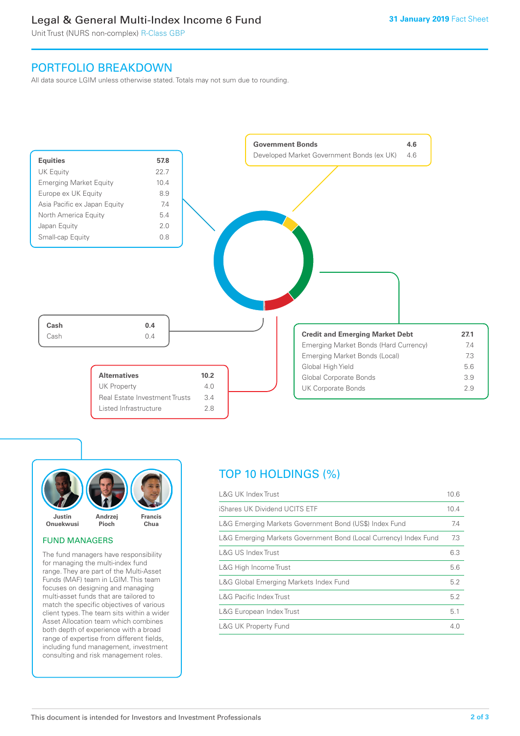## PORTFOLIO BREAKDOWN

All data source LGIM unless otherwise stated. Totals may not sum due to rounding.

| Equities | 57.8 |
|---|---|
| UK Equity | 22.7 |
| Emerging Market Equity | 10.4 |
| Europe ex UK Equity | 8.9 |
| Asia Pacific ex Japan Equity | 7.4 |
| North America Equity | 5.4 |
| Japan Equity | 2.0 |
| Small-cap Equity | 0.8 |

| Government Bonds | 4.6 |
|---|---|
| Developed Market Government Bonds (ex UK) | 4.6 |

| Cash | 0.4 |
|---|---|
| Cash | 0.4 |

| Credit and Emerging Market Debt | 27.1 |
|---|---|
| Emerging Market Bonds (Hard Currency) | 7.4 |
| Emerging Market Bonds (Local) | 7.3 |
| Global High Yield | 5.6 |
| Global Corporate Bonds | 3.9 |
| UK Corporate Bonds | 2.9 |

| Alternatives | 10.2 |
|---|---|
| UK Property | 4.0 |
| Real Estate Investment Trusts | 3.4 |
| Listed Infrastructure | 2.8 |

Justin Onuekwusi, Andrzej Pioch, Francis Chua

### FUND MANAGERS

The fund managers have responsibility for managing the multi-index fund range. They are part of the Multi-Asset Funds (MAF) team in LGIM. This team focuses on designing and managing multi-asset funds that are tailored to match the specific objectives of various client types. The team sits within a wider Asset Allocation team which combines both depth of experience with a broad range of expertise from different fields, including fund management, investment consulting and risk management roles.

## TOP 10 HOLDINGS (%)

| Holding | % |
|---|---|
| L&G UK Index Trust | 10.6 |
| iShares UK Dividend UCITS ETF | 10.4 |
| L&G Emerging Markets Government Bond (US$) Index Fund | 7.4 |
| L&G Emerging Markets Government Bond (Local Currency) Index Fund | 7.3 |
| L&G US Index Trust | 6.3 |
| L&G High Income Trust | 5.6 |
| L&G Global Emerging Markets Index Fund | 5.2 |
| L&G Pacific Index Trust | 5.2 |
| L&G European Index Trust | 5.1 |
| L&G UK Property Fund | 4.0 |

This document is intended for Investors and Investment Professionals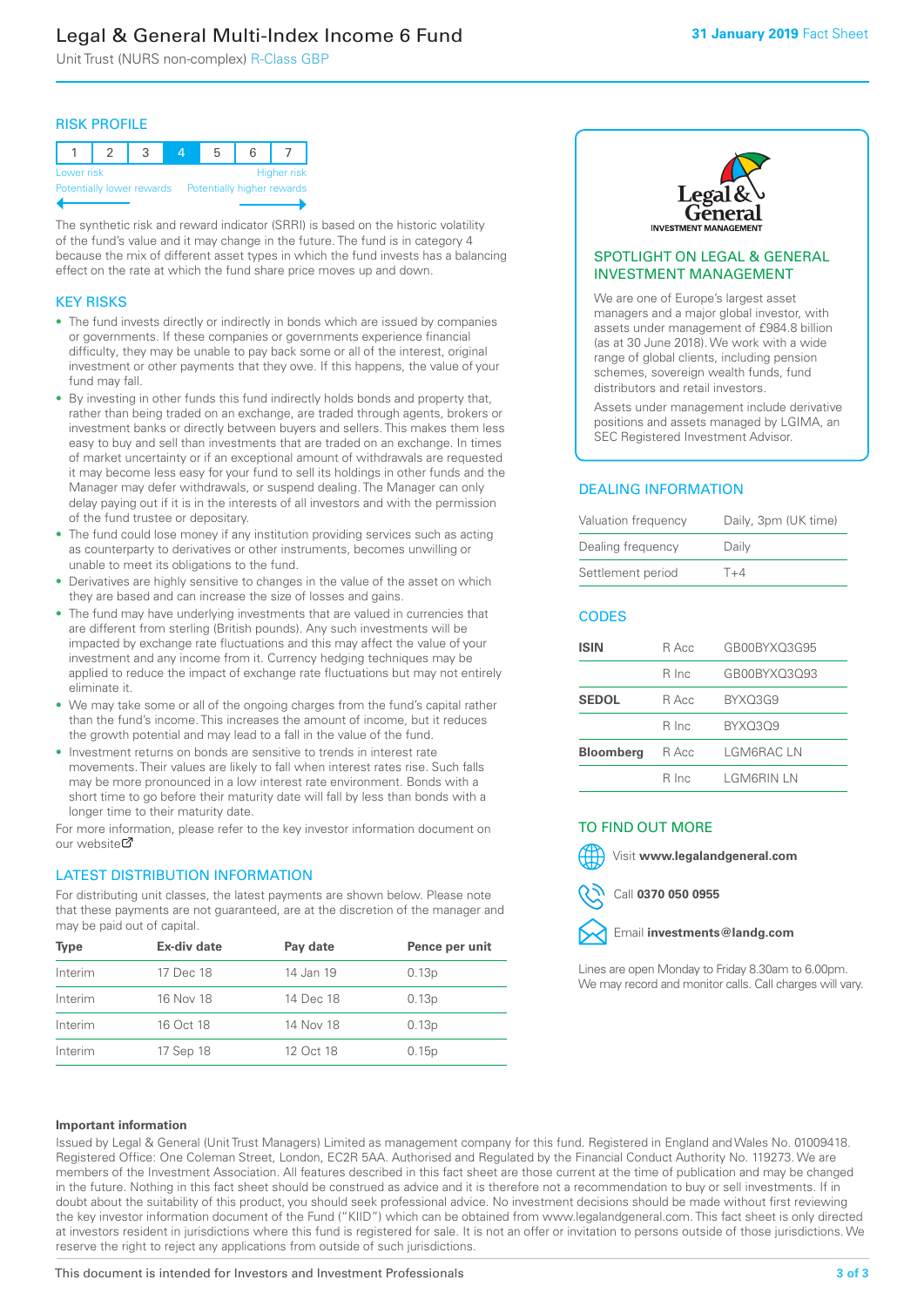# Legal & General Multi-Index Income 6 Fund

Unit Trust (NURS non-complex) R-Class GBP

**31 January 2019** Fact Sheet

## RISK PROFILE

| 1 | 2 | 3 | 4 | 5 | 6 | 7 |
|---|---|---|---|---|---|---|

Lower risk — Higher risk

Potentially lower rewards — Potentially higher rewards

The synthetic risk and reward indicator (SRRI) is based on the historic volatility of the fund's value and it may change in the future. The fund is in category 4 because the mix of different asset types in which the fund invests has a balancing effect on the rate at which the fund share price moves up and down.

## KEY RISKS

- The fund invests directly or indirectly in bonds which are issued by companies or governments. If these companies or governments experience financial difficulty, they may be unable to pay back some or all of the interest, original investment or other payments that they owe. If this happens, the value of your fund may fall.
- By investing in other funds this fund indirectly holds bonds and property that, rather than being traded on an exchange, are traded through agents, brokers or investment banks or directly between buyers and sellers. This makes them less easy to buy and sell than investments that are traded on an exchange. In times of market uncertainty or if an exceptional amount of withdrawals are requested it may become less easy for your fund to sell its holdings in other funds and the Manager may defer withdrawals, or suspend dealing. The Manager can only delay paying out if it is in the interests of all investors and with the permission of the fund trustee or depositary.
- The fund could lose money if any institution providing services such as acting as counterparty to derivatives or other instruments, becomes unwilling or unable to meet its obligations to the fund.
- Derivatives are highly sensitive to changes in the value of the asset on which they are based and can increase the size of losses and gains.
- The fund may have underlying investments that are valued in currencies that are different from sterling (British pounds). Any such investments will be impacted by exchange rate fluctuations and this may affect the value of your investment and any income from it. Currency hedging techniques may be applied to reduce the impact of exchange rate fluctuations but may not entirely eliminate it.
- We may take some or all of the ongoing charges from the fund's capital rather than the fund's income. This increases the amount of income, but it reduces the growth potential and may lead to a fall in the value of the fund.
- Investment returns on bonds are sensitive to trends in interest rate movements. Their values are likely to fall when interest rates rise. Such falls may be more pronounced in a low interest rate environment. Bonds with a short time to go before their maturity date will fall by less than bonds with a longer time to their maturity date.

For more information, please refer to the key investor information document on our website

## LATEST DISTRIBUTION INFORMATION

For distributing unit classes, the latest payments are shown below. Please note that these payments are not guaranteed, are at the discretion of the manager and may be paid out of capital.

| Type | Ex-div date | Pay date | Pence per unit |
|---|---|---|---|
| Interim | 17 Dec 18 | 14 Jan 19 | 0.13p |
| Interim | 16 Nov 18 | 14 Dec 18 | 0.13p |
| Interim | 16 Oct 18 | 14 Nov 18 | 0.13p |
| Interim | 17 Sep 18 | 12 Oct 18 | 0.15p |

## SPOTLIGHT ON LEGAL & GENERAL INVESTMENT MANAGEMENT

We are one of Europe's largest asset managers and a major global investor, with assets under management of £984.8 billion (as at 30 June 2018). We work with a wide range of global clients, including pension schemes, sovereign wealth funds, fund distributors and retail investors.

Assets under management include derivative positions and assets managed by LGIMA, an SEC Registered Investment Advisor.

## DEALING INFORMATION

| | |
|---|---|
| Valuation frequency | Daily, 3pm (UK time) |
| Dealing frequency | Daily |
| Settlement period | T+4 |

## CODES

| | | |
|---|---|---|
| **ISIN** | R Acc | GB00BYXQ3G95 |
| | R Inc | GB00BYXQ3Q93 |
| **SEDOL** | R Acc | BYXQ3G9 |
| | R Inc | BYXQ3Q9 |
| **Bloomberg** | R Acc | LGM6RAC LN |
| | R Inc | LGM6RIN LN |

## TO FIND OUT MORE

Visit **www.legalandgeneral.com**

Call **0370 050 0955**

Email **investments@landg.com**

Lines are open Monday to Friday 8.30am to 6.00pm. We may record and monitor calls. Call charges will vary.

**Important information**

Issued by Legal & General (Unit Trust Managers) Limited as management company for this fund. Registered in England and Wales No. 01009418. Registered Office: One Coleman Street, London, EC2R 5AA. Authorised and Regulated by the Financial Conduct Authority No. 119273. We are members of the Investment Association. All features described in this fact sheet are those current at the time of publication and may be changed in the future. Nothing in this fact sheet should be construed as advice and it is therefore not a recommendation to buy or sell investments. If in doubt about the suitability of this product, you should seek professional advice. No investment decisions should be made without first reviewing the key investor information document of the Fund ("KIID") which can be obtained from www.legalandgeneral.com. This fact sheet is only directed at investors resident in jurisdictions where this fund is registered for sale. It is not an offer or invitation to persons outside of those jurisdictions. We reserve the right to reject any applications from outside of such jurisdictions.

This document is intended for Investors and Investment Professionals